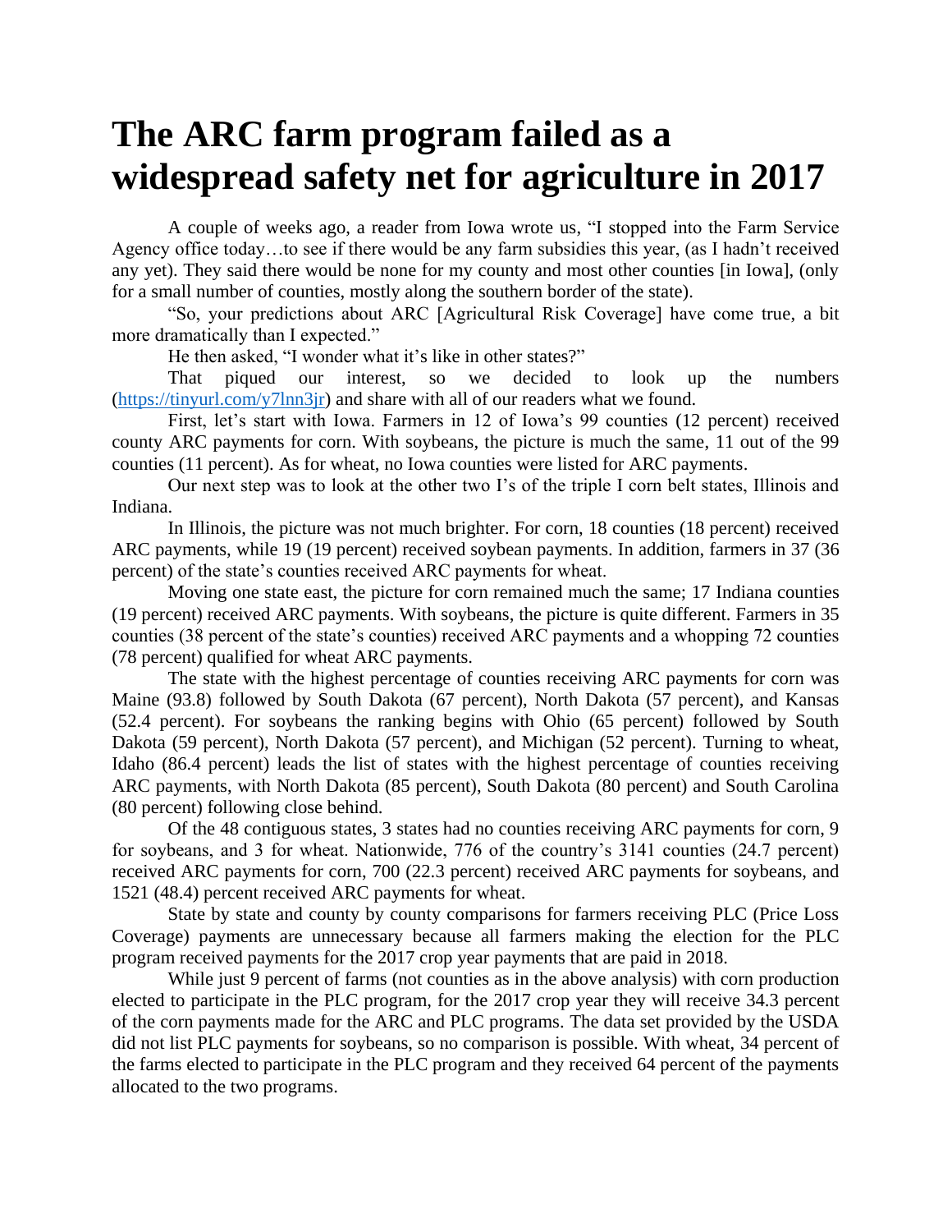# The ARC farm program failed as a widespread safety net for agriculture in 2017

A couple of weeks ago, a reader from Iowa wrote us, "I stopped into the Farm Service Agency office today…to see if there would be any farm subsidies this year, (as I hadn't received any yet). They said there would be none for my county and most other counties [in Iowa], (only for a small number of counties, mostly along the southern border of the state).

"So, your predictions about ARC [Agricultural Risk Coverage] have come true, a bit more dramatically than I expected."

He then asked, "I wonder what it's like in other states?"

That piqued our interest, so we decided to look up the numbers (https://tinyurl.com/y7lnn3jr) and share with all of our readers what we found.

First, let's start with Iowa. Farmers in 12 of Iowa's 99 counties (12 percent) received county ARC payments for corn. With soybeans, the picture is much the same, 11 out of the 99 counties (11 percent). As for wheat, no Iowa counties were listed for ARC payments.

Our next step was to look at the other two I's of the triple I corn belt states, Illinois and Indiana.

In Illinois, the picture was not much brighter. For corn, 18 counties (18 percent) received ARC payments, while 19 (19 percent) received soybean payments. In addition, farmers in 37 (36 percent) of the state's counties received ARC payments for wheat.

Moving one state east, the picture for corn remained much the same; 17 Indiana counties (19 percent) received ARC payments. With soybeans, the picture is quite different. Farmers in 35 counties (38 percent of the state's counties) received ARC payments and a whopping 72 counties (78 percent) qualified for wheat ARC payments.

The state with the highest percentage of counties receiving ARC payments for corn was Maine (93.8) followed by South Dakota (67 percent), North Dakota (57 percent), and Kansas (52.4 percent). For soybeans the ranking begins with Ohio (65 percent) followed by South Dakota (59 percent), North Dakota (57 percent), and Michigan (52 percent). Turning to wheat, Idaho (86.4 percent) leads the list of states with the highest percentage of counties receiving ARC payments, with North Dakota (85 percent), South Dakota (80 percent) and South Carolina (80 percent) following close behind.

Of the 48 contiguous states, 3 states had no counties receiving ARC payments for corn, 9 for soybeans, and 3 for wheat. Nationwide, 776 of the country's 3141 counties (24.7 percent) received ARC payments for corn, 700 (22.3 percent) received ARC payments for soybeans, and 1521 (48.4) percent received ARC payments for wheat.

State by state and county by county comparisons for farmers receiving PLC (Price Loss Coverage) payments are unnecessary because all farmers making the election for the PLC program received payments for the 2017 crop year payments that are paid in 2018.

While just 9 percent of farms (not counties as in the above analysis) with corn production elected to participate in the PLC program, for the 2017 crop year they will receive 34.3 percent of the corn payments made for the ARC and PLC programs. The data set provided by the USDA did not list PLC payments for soybeans, so no comparison is possible. With wheat, 34 percent of the farms elected to participate in the PLC program and they received 64 percent of the payments allocated to the two programs.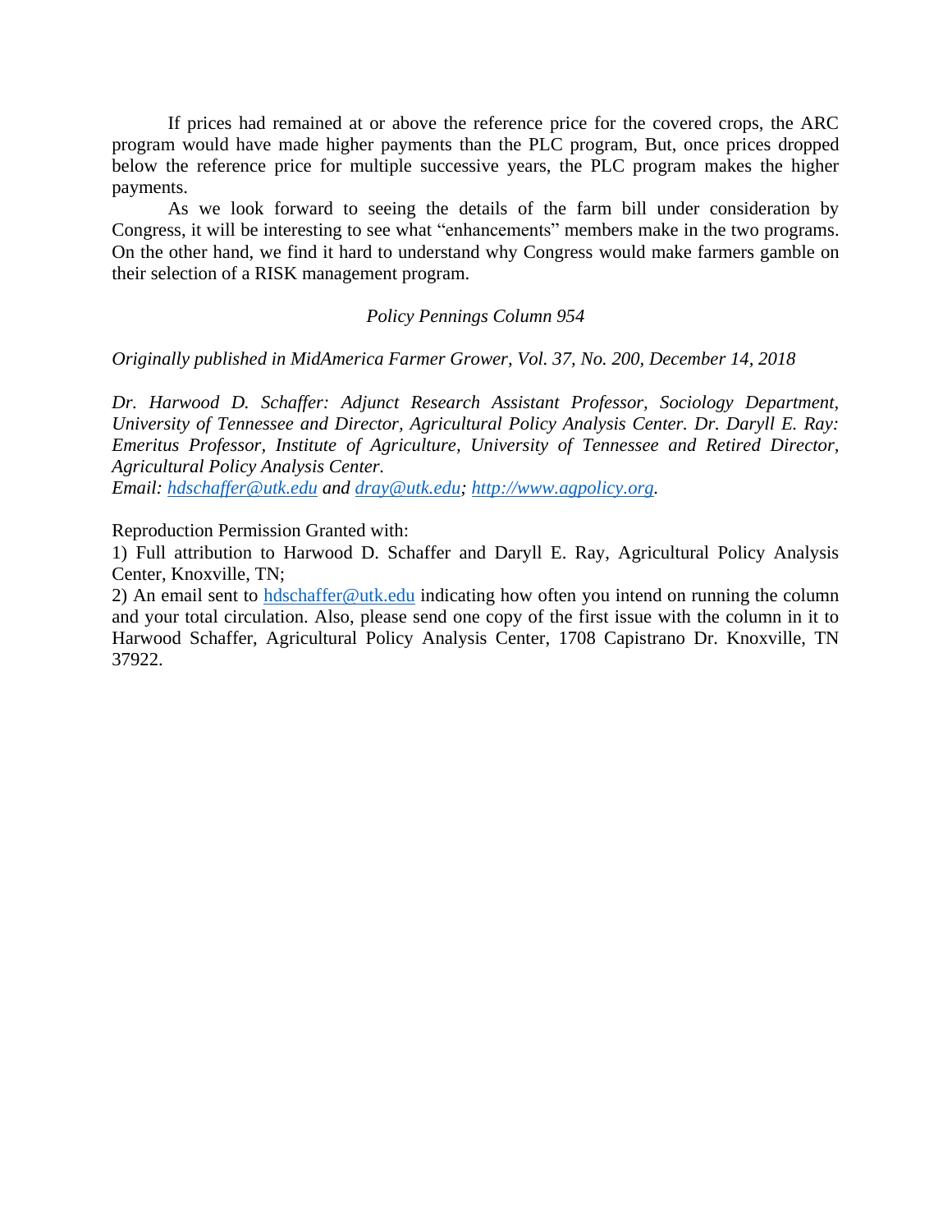If prices had remained at or above the reference price for the covered crops, the ARC program would have made higher payments than the PLC program, But, once prices dropped below the reference price for multiple successive years, the PLC program makes the higher payments.

As we look forward to seeing the details of the farm bill under consideration by Congress, it will be interesting to see what "enhancements" members make in the two programs. On the other hand, we find it hard to understand why Congress would make farmers gamble on their selection of a RISK management program.

*Policy Pennings Column 954*

*Originally published in MidAmerica Farmer Grower, Vol. 37, No. 200, December 14, 2018*

*Dr. Harwood D. Schaffer: Adjunct Research Assistant Professor, Sociology Department, University of Tennessee and Director, Agricultural Policy Analysis Center. Dr. Daryll E. Ray: Emeritus Professor, Institute of Agriculture, University of Tennessee and Retired Director, Agricultural Policy Analysis Center.*
*Email: hdschaffer@utk.edu and dray@utk.edu; http://www.agpolicy.org.*

Reproduction Permission Granted with:
1) Full attribution to Harwood D. Schaffer and Daryll E. Ray, Agricultural Policy Analysis Center, Knoxville, TN;
2) An email sent to hdschaffer@utk.edu indicating how often you intend on running the column and your total circulation. Also, please send one copy of the first issue with the column in it to Harwood Schaffer, Agricultural Policy Analysis Center, 1708 Capistrano Dr. Knoxville, TN 37922.